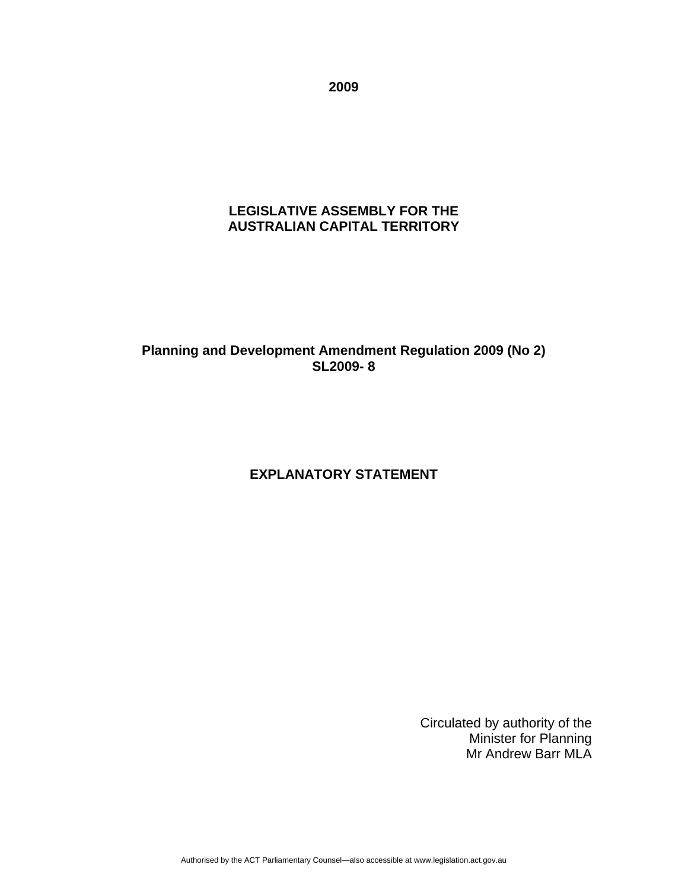**2009**

**LEGISLATIVE ASSEMBLY FOR THE AUSTRALIAN CAPITAL TERRITORY**

**Planning and Development Amendment Regulation 2009 (No 2)**
**SL2009- 8**

# EXPLANATORY STATEMENT

Circulated by authority of the
Minister for Planning
Mr Andrew Barr MLA

Authorised by the ACT Parliamentary Counsel—also accessible at www.legislation.act.gov.au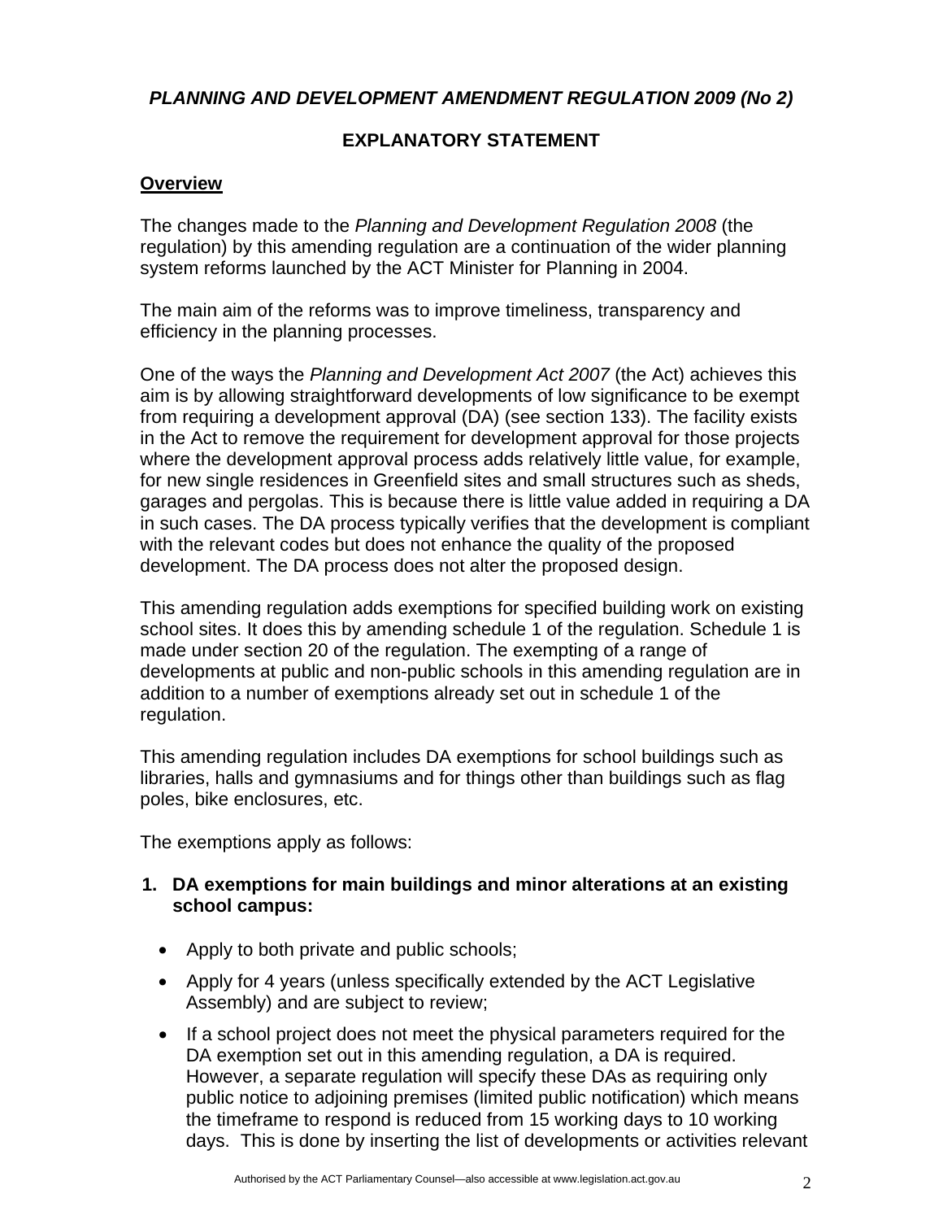***PLANNING AND DEVELOPMENT AMENDMENT REGULATION 2009 (No 2)***

**EXPLANATORY STATEMENT**

**Overview**

The changes made to the *Planning and Development Regulation 2008* (the regulation) by this amending regulation are a continuation of the wider planning system reforms launched by the ACT Minister for Planning in 2004.

The main aim of the reforms was to improve timeliness, transparency and efficiency in the planning processes.

One of the ways the *Planning and Development Act 2007* (the Act) achieves this aim is by allowing straightforward developments of low significance to be exempt from requiring a development approval (DA) (see section 133). The facility exists in the Act to remove the requirement for development approval for those projects where the development approval process adds relatively little value, for example, for new single residences in Greenfield sites and small structures such as sheds, garages and pergolas. This is because there is little value added in requiring a DA in such cases. The DA process typically verifies that the development is compliant with the relevant codes but does not enhance the quality of the proposed development. The DA process does not alter the proposed design.

This amending regulation adds exemptions for specified building work on existing school sites. It does this by amending schedule 1 of the regulation. Schedule 1 is made under section 20 of the regulation. The exempting of a range of developments at public and non-public schools in this amending regulation are in addition to a number of exemptions already set out in schedule 1 of the regulation.

This amending regulation includes DA exemptions for school buildings such as libraries, halls and gymnasiums and for things other than buildings such as flag poles, bike enclosures, etc.

The exemptions apply as follows:

1. **DA exemptions for main buildings and minor alterations at an existing school campus:**

   - Apply to both private and public schools;
   - Apply for 4 years (unless specifically extended by the ACT Legislative Assembly) and are subject to review;
   - If a school project does not meet the physical parameters required for the DA exemption set out in this amending regulation, a DA is required. However, a separate regulation will specify these DAs as requiring only public notice to adjoining premises (limited public notification) which means the timeframe to respond is reduced from 15 working days to 10 working days. This is done by inserting the list of developments or activities relevant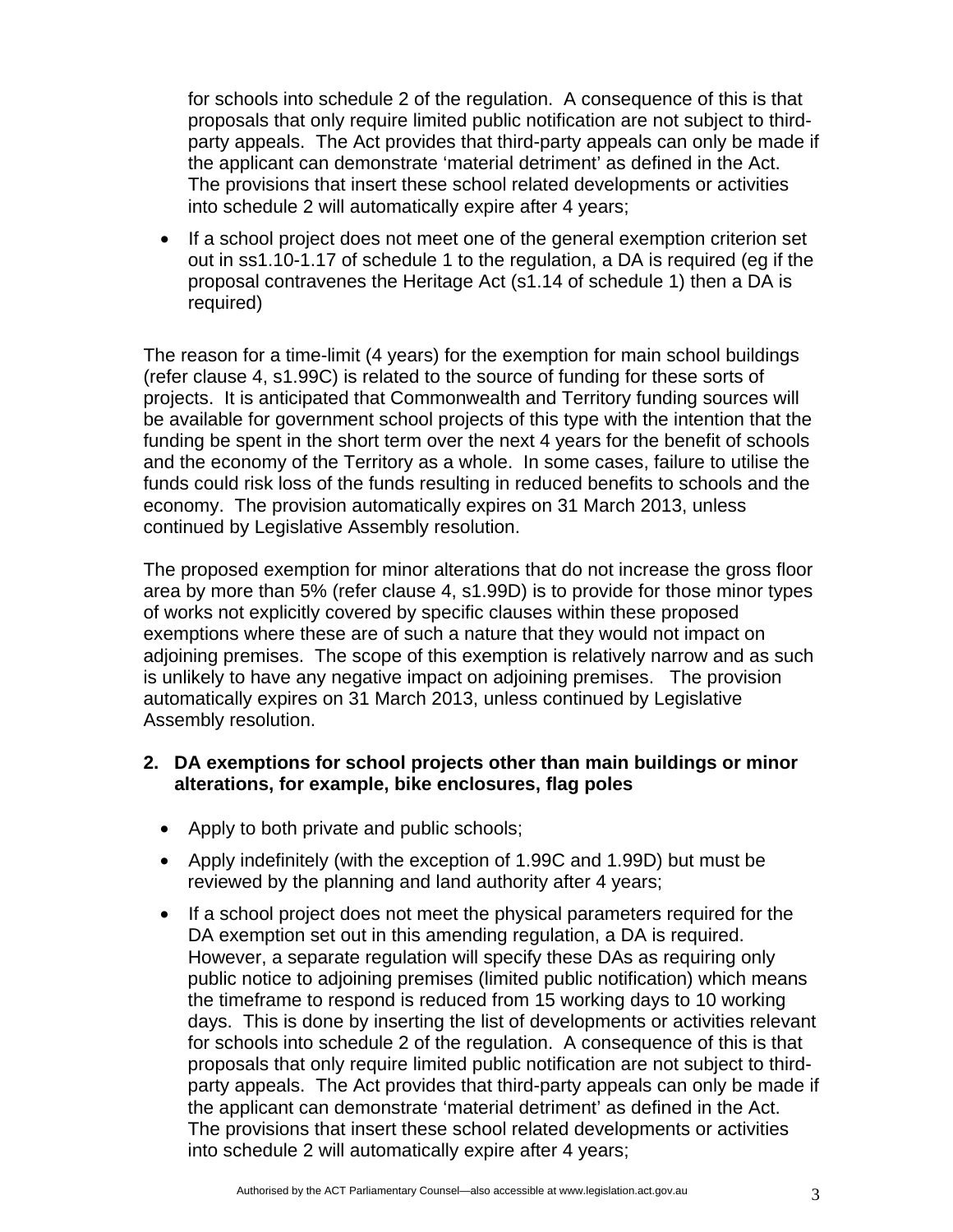for schools into schedule 2 of the regulation. A consequence of this is that proposals that only require limited public notification are not subject to third-party appeals. The Act provides that third-party appeals can only be made if the applicant can demonstrate 'material detriment' as defined in the Act. The provisions that insert these school related developments or activities into schedule 2 will automatically expire after 4 years;

- If a school project does not meet one of the general exemption criterion set out in ss1.10-1.17 of schedule 1 to the regulation, a DA is required (eg if the proposal contravenes the Heritage Act (s1.14 of schedule 1) then a DA is required)

The reason for a time-limit (4 years) for the exemption for main school buildings (refer clause 4, s1.99C) is related to the source of funding for these sorts of projects. It is anticipated that Commonwealth and Territory funding sources will be available for government school projects of this type with the intention that the funding be spent in the short term over the next 4 years for the benefit of schools and the economy of the Territory as a whole. In some cases, failure to utilise the funds could risk loss of the funds resulting in reduced benefits to schools and the economy. The provision automatically expires on 31 March 2013, unless continued by Legislative Assembly resolution.

The proposed exemption for minor alterations that do not increase the gross floor area by more than 5% (refer clause 4, s1.99D) is to provide for those minor types of works not explicitly covered by specific clauses within these proposed exemptions where these are of such a nature that they would not impact on adjoining premises. The scope of this exemption is relatively narrow and as such is unlikely to have any negative impact on adjoining premises. The provision automatically expires on 31 March 2013, unless continued by Legislative Assembly resolution.

**2. DA exemptions for school projects other than main buildings or minor alterations, for example, bike enclosures, flag poles**

- Apply to both private and public schools;
- Apply indefinitely (with the exception of 1.99C and 1.99D) but must be reviewed by the planning and land authority after 4 years;
- If a school project does not meet the physical parameters required for the DA exemption set out in this amending regulation, a DA is required. However, a separate regulation will specify these DAs as requiring only public notice to adjoining premises (limited public notification) which means the timeframe to respond is reduced from 15 working days to 10 working days. This is done by inserting the list of developments or activities relevant for schools into schedule 2 of the regulation. A consequence of this is that proposals that only require limited public notification are not subject to third-party appeals. The Act provides that third-party appeals can only be made if the applicant can demonstrate 'material detriment' as defined in the Act. The provisions that insert these school related developments or activities into schedule 2 will automatically expire after 4 years;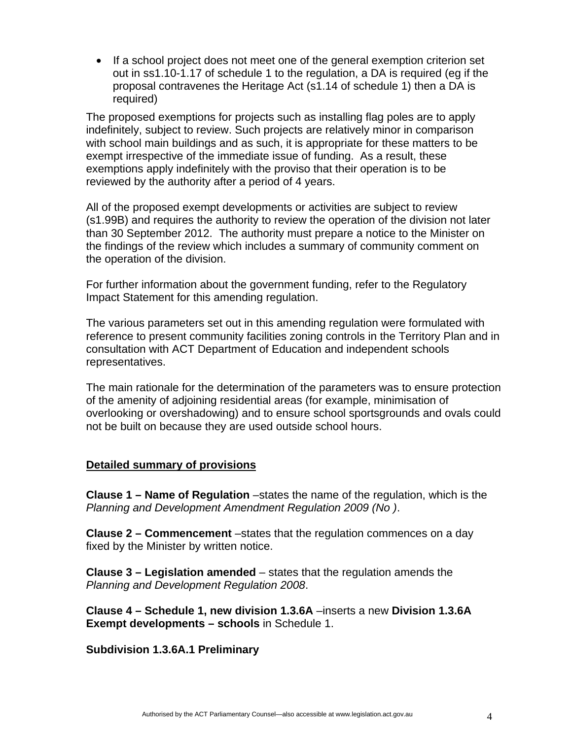- If a school project does not meet one of the general exemption criterion set out in ss1.10-1.17 of schedule 1 to the regulation, a DA is required (eg if the proposal contravenes the Heritage Act (s1.14 of schedule 1) then a DA is required)

The proposed exemptions for projects such as installing flag poles are to apply indefinitely, subject to review. Such projects are relatively minor in comparison with school main buildings and as such, it is appropriate for these matters to be exempt irrespective of the immediate issue of funding. As a result, these exemptions apply indefinitely with the proviso that their operation is to be reviewed by the authority after a period of 4 years.

All of the proposed exempt developments or activities are subject to review (s1.99B) and requires the authority to review the operation of the division not later than 30 September 2012. The authority must prepare a notice to the Minister on the findings of the review which includes a summary of community comment on the operation of the division.

For further information about the government funding, refer to the Regulatory Impact Statement for this amending regulation.

The various parameters set out in this amending regulation were formulated with reference to present community facilities zoning controls in the Territory Plan and in consultation with ACT Department of Education and independent schools representatives.

The main rationale for the determination of the parameters was to ensure protection of the amenity of adjoining residential areas (for example, minimisation of overlooking or overshadowing) and to ensure school sportsgrounds and ovals could not be built on because they are used outside school hours.

## Detailed summary of provisions

**Clause 1 – Name of Regulation** –states the name of the regulation, which is the *Planning and Development Amendment Regulation 2009 (No )*.

**Clause 2 – Commencement** –states that the regulation commences on a day fixed by the Minister by written notice.

**Clause 3 – Legislation amended** – states that the regulation amends the *Planning and Development Regulation 2008*.

**Clause 4 – Schedule 1, new division 1.3.6A** –inserts a new **Division 1.3.6A Exempt developments – schools** in Schedule 1.

**Subdivision 1.3.6A.1 Preliminary**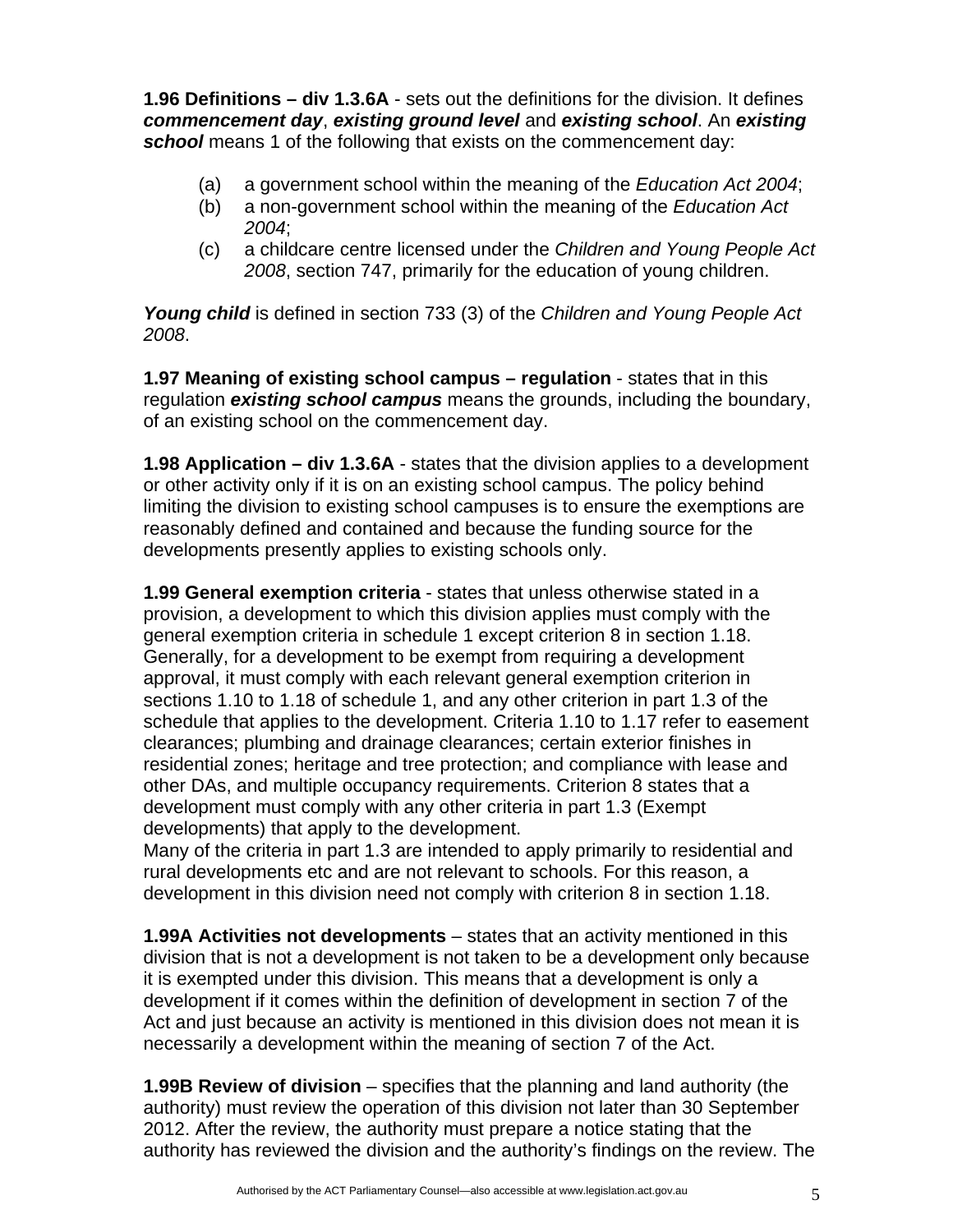**1.96 Definitions – div 1.3.6A** - sets out the definitions for the division. It defines ***commencement day***, ***existing ground level*** and ***existing school***. An ***existing school*** means 1 of the following that exists on the commencement day:

(a) a government school within the meaning of the *Education Act 2004*;
(b) a non-government school within the meaning of the *Education Act 2004*;
(c) a childcare centre licensed under the *Children and Young People Act 2008*, section 747, primarily for the education of young children.

***Young child*** is defined in section 733 (3) of the *Children and Young People Act 2008*.

**1.97 Meaning of existing school campus – regulation** - states that in this regulation ***existing school campus*** means the grounds, including the boundary, of an existing school on the commencement day.

**1.98 Application – div 1.3.6A** - states that the division applies to a development or other activity only if it is on an existing school campus. The policy behind limiting the division to existing school campuses is to ensure the exemptions are reasonably defined and contained and because the funding source for the developments presently applies to existing schools only.

**1.99 General exemption criteria** - states that unless otherwise stated in a provision, a development to which this division applies must comply with the general exemption criteria in schedule 1 except criterion 8 in section 1.18. Generally, for a development to be exempt from requiring a development approval, it must comply with each relevant general exemption criterion in sections 1.10 to 1.18 of schedule 1, and any other criterion in part 1.3 of the schedule that applies to the development. Criteria 1.10 to 1.17 refer to easement clearances; plumbing and drainage clearances; certain exterior finishes in residential zones; heritage and tree protection; and compliance with lease and other DAs, and multiple occupancy requirements. Criterion 8 states that a development must comply with any other criteria in part 1.3 (Exempt developments) that apply to the development.
Many of the criteria in part 1.3 are intended to apply primarily to residential and rural developments etc and are not relevant to schools. For this reason, a development in this division need not comply with criterion 8 in section 1.18.

**1.99A Activities not developments** – states that an activity mentioned in this division that is not a development is not taken to be a development only because it is exempted under this division. This means that a development is only a development if it comes within the definition of development in section 7 of the Act and just because an activity is mentioned in this division does not mean it is necessarily a development within the meaning of section 7 of the Act.

**1.99B Review of division** – specifies that the planning and land authority (the authority) must review the operation of this division not later than 30 September 2012. After the review, the authority must prepare a notice stating that the authority has reviewed the division and the authority's findings on the review. The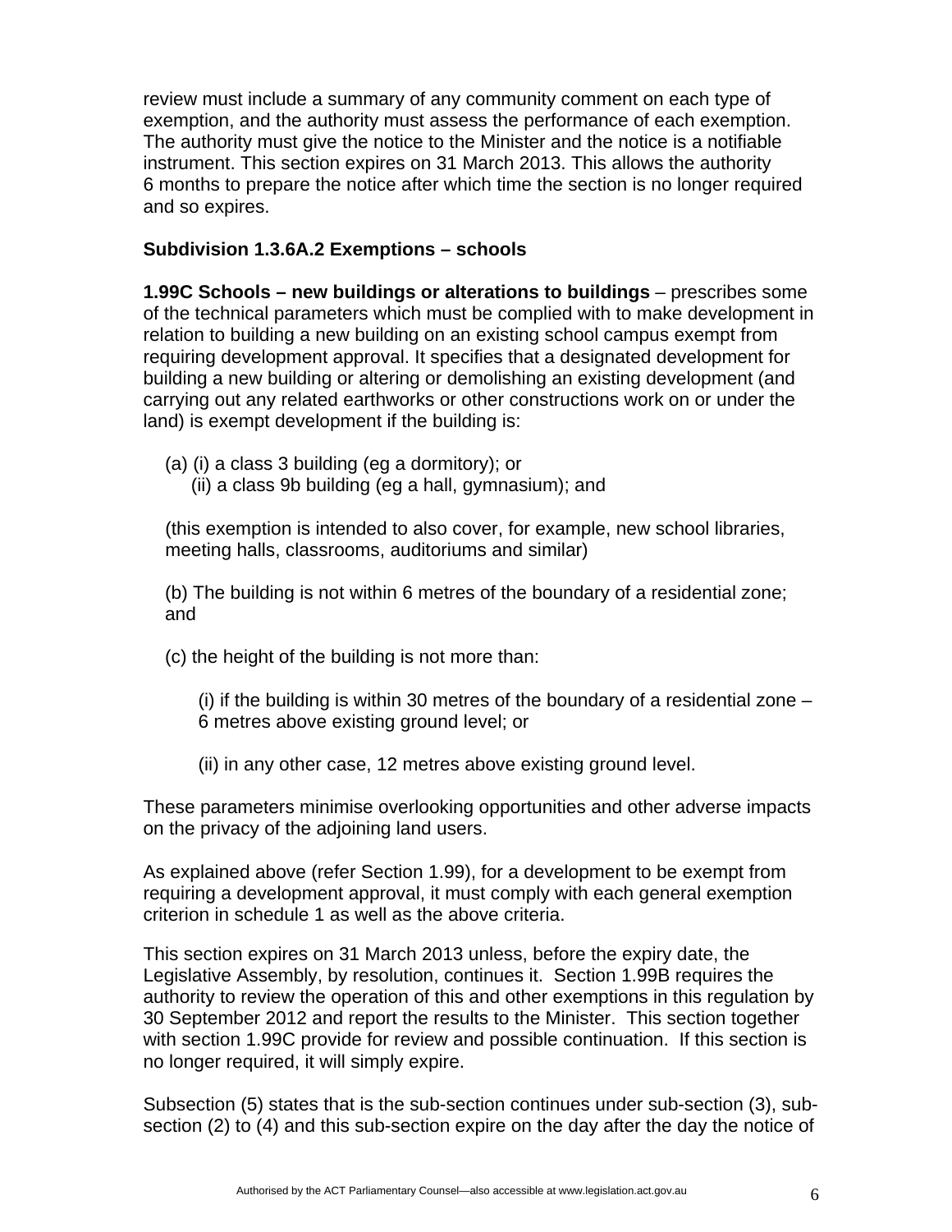review must include a summary of any community comment on each type of exemption, and the authority must assess the performance of each exemption. The authority must give the notice to the Minister and the notice is a notifiable instrument. This section expires on 31 March 2013. This allows the authority 6 months to prepare the notice after which time the section is no longer required and so expires.

**Subdivision 1.3.6A.2 Exemptions – schools**

**1.99C Schools – new buildings or alterations to buildings** – prescribes some of the technical parameters which must be complied with to make development in relation to building a new building on an existing school campus exempt from requiring development approval. It specifies that a designated development for building a new building or altering or demolishing an existing development (and carrying out any related earthworks or other constructions work on or under the land) is exempt development if the building is:

(a) (i) a class 3 building (eg a dormitory); or
(ii) a class 9b building (eg a hall, gymnasium); and

(this exemption is intended to also cover, for example, new school libraries, meeting halls, classrooms, auditoriums and similar)

(b) The building is not within 6 metres of the boundary of a residential zone; and

(c) the height of the building is not more than:

(i) if the building is within 30 metres of the boundary of a residential zone – 6 metres above existing ground level; or

(ii) in any other case, 12 metres above existing ground level.

These parameters minimise overlooking opportunities and other adverse impacts on the privacy of the adjoining land users.

As explained above (refer Section 1.99), for a development to be exempt from requiring a development approval, it must comply with each general exemption criterion in schedule 1 as well as the above criteria.

This section expires on 31 March 2013 unless, before the expiry date, the Legislative Assembly, by resolution, continues it. Section 1.99B requires the authority to review the operation of this and other exemptions in this regulation by 30 September 2012 and report the results to the Minister. This section together with section 1.99C provide for review and possible continuation. If this section is no longer required, it will simply expire.

Subsection (5) states that is the sub-section continues under sub-section (3), sub-section (2) to (4) and this sub-section expire on the day after the day the notice of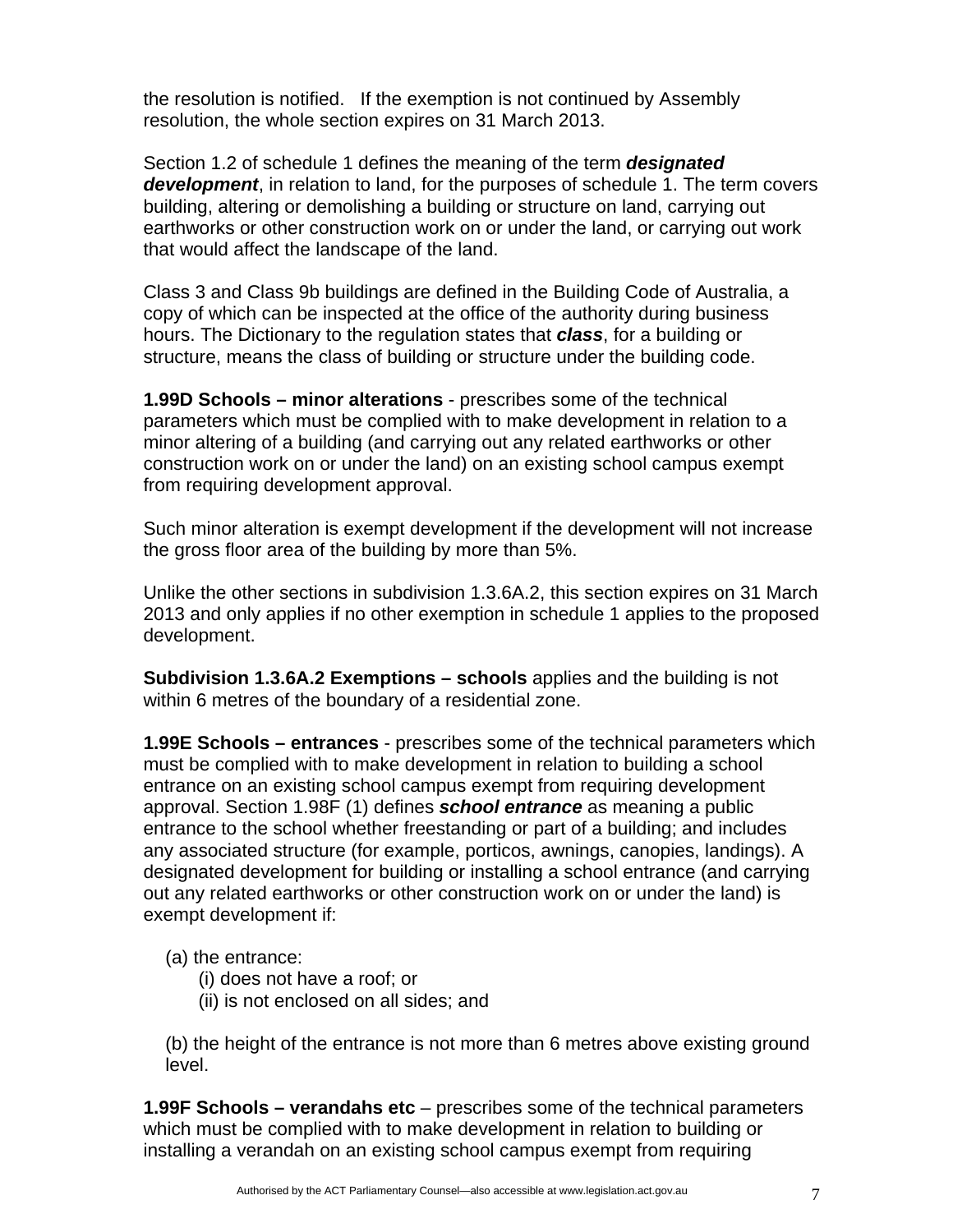the resolution is notified. If the exemption is not continued by Assembly resolution, the whole section expires on 31 March 2013.

Section 1.2 of schedule 1 defines the meaning of the term ***designated development***, in relation to land, for the purposes of schedule 1. The term covers building, altering or demolishing a building or structure on land, carrying out earthworks or other construction work on or under the land, or carrying out work that would affect the landscape of the land.

Class 3 and Class 9b buildings are defined in the Building Code of Australia, a copy of which can be inspected at the office of the authority during business hours. The Dictionary to the regulation states that ***class***, for a building or structure, means the class of building or structure under the building code.

**1.99D Schools – minor alterations** - prescribes some of the technical parameters which must be complied with to make development in relation to a minor altering of a building (and carrying out any related earthworks or other construction work on or under the land) on an existing school campus exempt from requiring development approval.

Such minor alteration is exempt development if the development will not increase the gross floor area of the building by more than 5%.

Unlike the other sections in subdivision 1.3.6A.2, this section expires on 31 March 2013 and only applies if no other exemption in schedule 1 applies to the proposed development.

**Subdivision 1.3.6A.2 Exemptions – schools** applies and the building is not within 6 metres of the boundary of a residential zone.

**1.99E Schools – entrances** - prescribes some of the technical parameters which must be complied with to make development in relation to building a school entrance on an existing school campus exempt from requiring development approval. Section 1.98F (1) defines ***school entrance*** as meaning a public entrance to the school whether freestanding or part of a building; and includes any associated structure (for example, porticos, awnings, canopies, landings). A designated development for building or installing a school entrance (and carrying out any related earthworks or other construction work on or under the land) is exempt development if:

(a) the entrance:
  (i) does not have a roof; or
  (ii) is not enclosed on all sides; and

(b) the height of the entrance is not more than 6 metres above existing ground level.

**1.99F Schools – verandahs etc** – prescribes some of the technical parameters which must be complied with to make development in relation to building or installing a verandah on an existing school campus exempt from requiring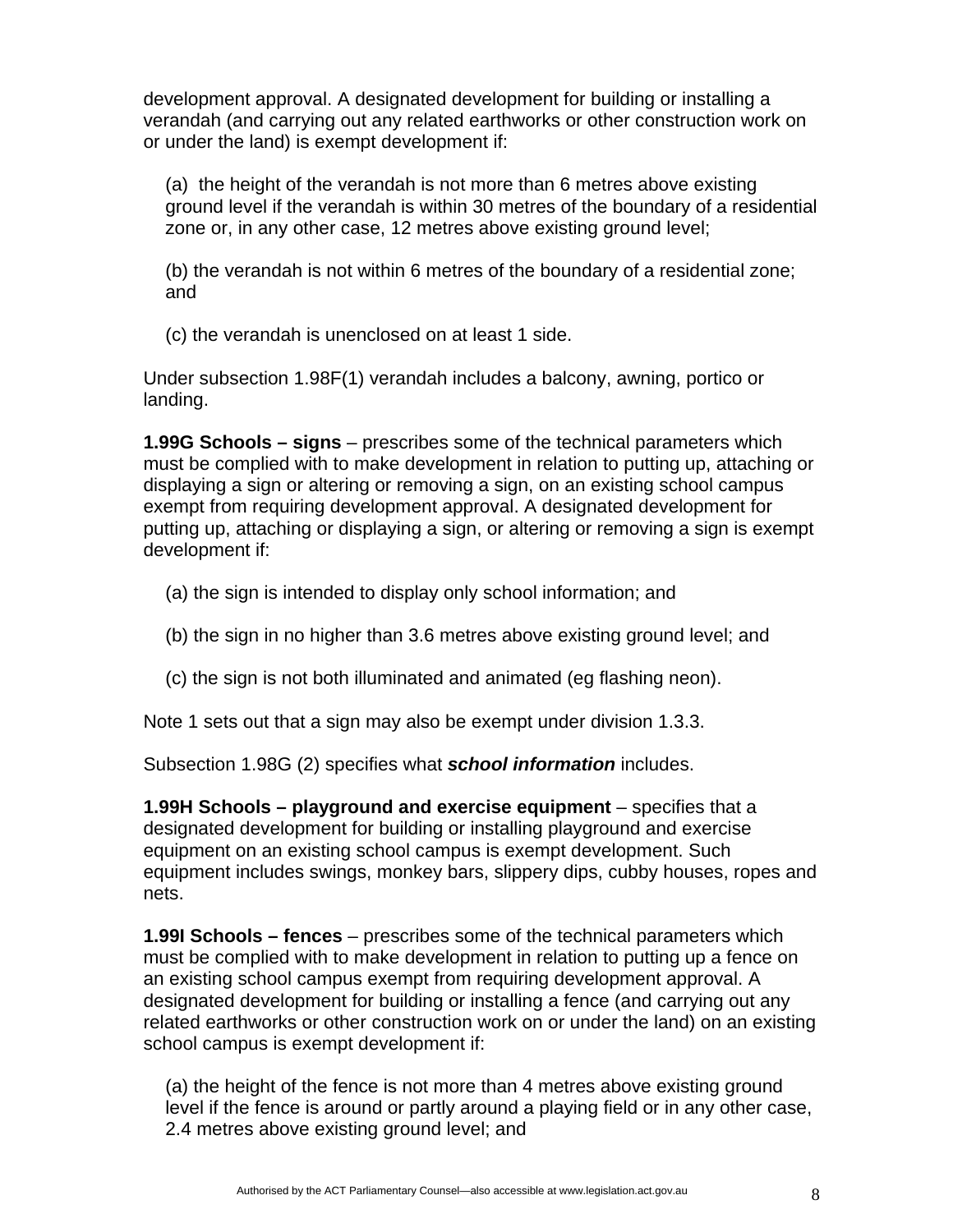development approval. A designated development for building or installing a verandah (and carrying out any related earthworks or other construction work on or under the land) is exempt development if:

(a)  the height of the verandah is not more than 6 metres above existing ground level if the verandah is within 30 metres of the boundary of a residential zone or, in any other case, 12 metres above existing ground level;

(b) the verandah is not within 6 metres of the boundary of a residential zone; and

(c) the verandah is unenclosed on at least 1 side.

Under subsection 1.98F(1) verandah includes a balcony, awning, portico or landing.

**1.99G Schools – signs** – prescribes some of the technical parameters which must be complied with to make development in relation to putting up, attaching or displaying a sign or altering or removing a sign, on an existing school campus exempt from requiring development approval. A designated development for putting up, attaching or displaying a sign, or altering or removing a sign is exempt development if:

(a) the sign is intended to display only school information; and

(b) the sign in no higher than 3.6 metres above existing ground level; and

(c) the sign is not both illuminated and animated (eg flashing neon).

Note 1 sets out that a sign may also be exempt under division 1.3.3.

Subsection 1.98G (2) specifies what ***school information*** includes.

**1.99H Schools – playground and exercise equipment** – specifies that a designated development for building or installing playground and exercise equipment on an existing school campus is exempt development. Such equipment includes swings, monkey bars, slippery dips, cubby houses, ropes and nets.

**1.99I Schools – fences** – prescribes some of the technical parameters which must be complied with to make development in relation to putting up a fence on an existing school campus exempt from requiring development approval. A designated development for building or installing a fence (and carrying out any related earthworks or other construction work on or under the land) on an existing school campus is exempt development if:

(a) the height of the fence is not more than 4 metres above existing ground level if the fence is around or partly around a playing field or in any other case, 2.4 metres above existing ground level; and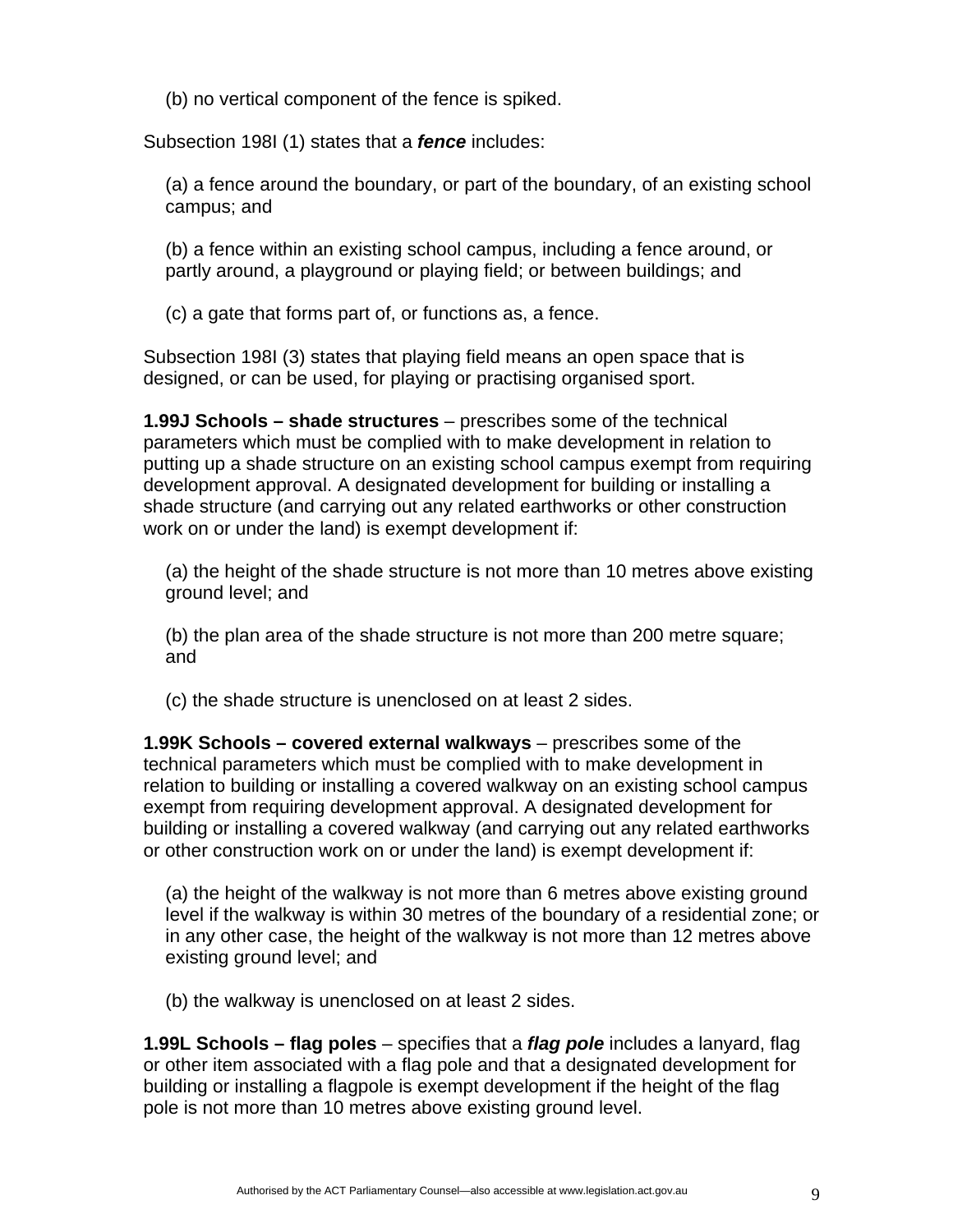(b) no vertical component of the fence is spiked.

Subsection 198I (1) states that a ***fence*** includes:

(a) a fence around the boundary, or part of the boundary, of an existing school campus; and

(b) a fence within an existing school campus, including a fence around, or partly around, a playground or playing field; or between buildings; and

(c) a gate that forms part of, or functions as, a fence.

Subsection 198I (3) states that playing field means an open space that is designed, or can be used, for playing or practising organised sport.

**1.99J Schools – shade structures** – prescribes some of the technical parameters which must be complied with to make development in relation to putting up a shade structure on an existing school campus exempt from requiring development approval. A designated development for building or installing a shade structure (and carrying out any related earthworks or other construction work on or under the land) is exempt development if:

(a) the height of the shade structure is not more than 10 metres above existing ground level; and

(b) the plan area of the shade structure is not more than 200 metre square; and

(c) the shade structure is unenclosed on at least 2 sides.

**1.99K Schools – covered external walkways** – prescribes some of the technical parameters which must be complied with to make development in relation to building or installing a covered walkway on an existing school campus exempt from requiring development approval. A designated development for building or installing a covered walkway (and carrying out any related earthworks or other construction work on or under the land) is exempt development if:

(a) the height of the walkway is not more than 6 metres above existing ground level if the walkway is within 30 metres of the boundary of a residential zone; or in any other case, the height of the walkway is not more than 12 metres above existing ground level; and

(b) the walkway is unenclosed on at least 2 sides.

**1.99L Schools – flag poles** – specifies that a ***flag pole*** includes a lanyard, flag or other item associated with a flag pole and that a designated development for building or installing a flagpole is exempt development if the height of the flag pole is not more than 10 metres above existing ground level.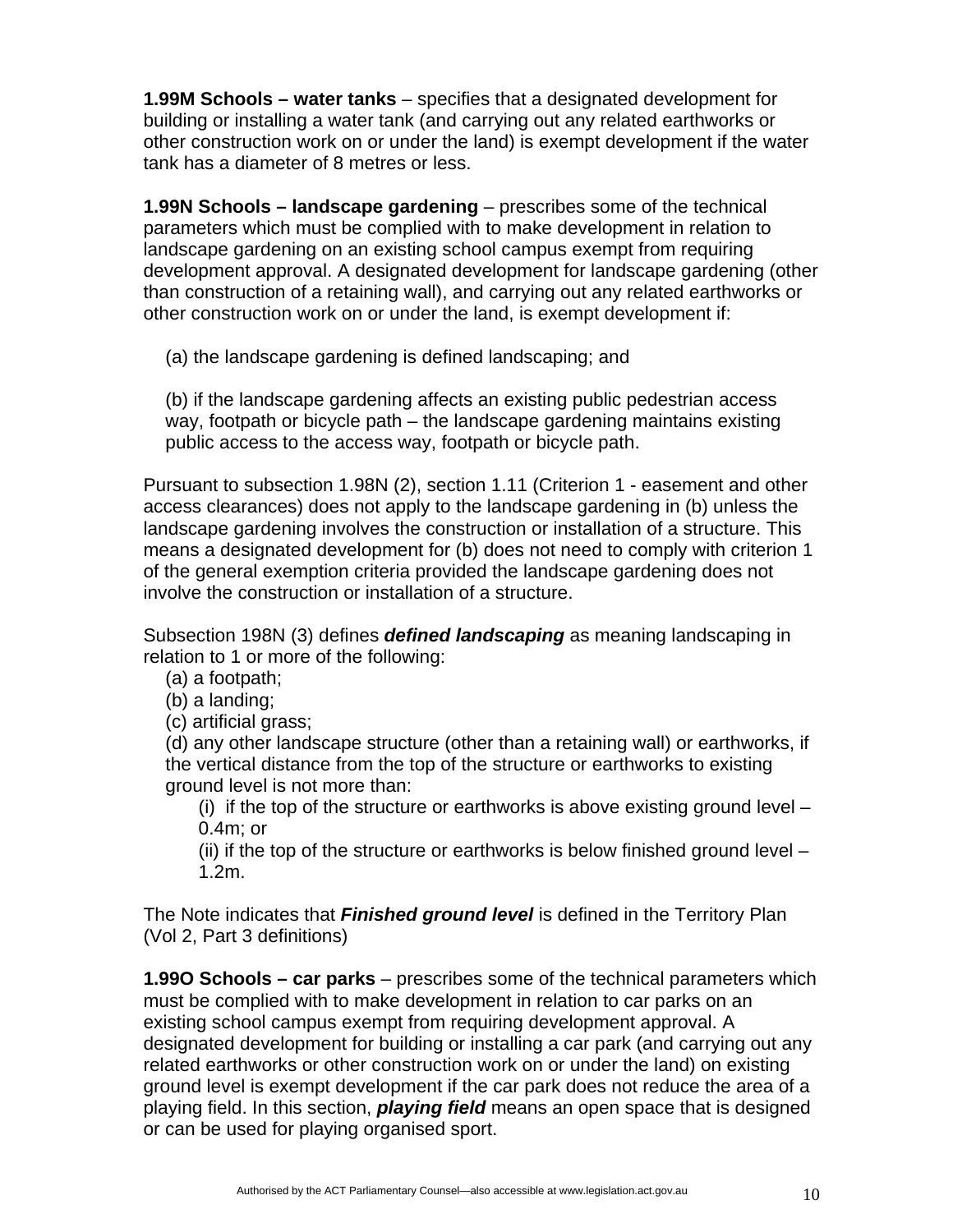**1.99M Schools – water tanks** – specifies that a designated development for building or installing a water tank (and carrying out any related earthworks or other construction work on or under the land) is exempt development if the water tank has a diameter of 8 metres or less.

**1.99N Schools – landscape gardening** – prescribes some of the technical parameters which must be complied with to make development in relation to landscape gardening on an existing school campus exempt from requiring development approval. A designated development for landscape gardening (other than construction of a retaining wall), and carrying out any related earthworks or other construction work on or under the land, is exempt development if:

(a) the landscape gardening is defined landscaping; and

(b) if the landscape gardening affects an existing public pedestrian access way, footpath or bicycle path – the landscape gardening maintains existing public access to the access way, footpath or bicycle path.

Pursuant to subsection 1.98N (2), section 1.11 (Criterion 1 - easement and other access clearances) does not apply to the landscape gardening in (b) unless the landscape gardening involves the construction or installation of a structure. This means a designated development for (b) does not need to comply with criterion 1 of the general exemption criteria provided the landscape gardening does not involve the construction or installation of a structure.

Subsection 198N (3) defines ***defined landscaping*** as meaning landscaping in relation to 1 or more of the following:

(a) a footpath;
(b) a landing;
(c) artificial grass;
(d) any other landscape structure (other than a retaining wall) or earthworks, if the vertical distance from the top of the structure or earthworks to existing ground level is not more than:

(i) if the top of the structure or earthworks is above existing ground level – 0.4m; or
(ii) if the top of the structure or earthworks is below finished ground level – 1.2m.

The Note indicates that ***Finished ground level*** is defined in the Territory Plan (Vol 2, Part 3 definitions)

**1.99O Schools – car parks** – prescribes some of the technical parameters which must be complied with to make development in relation to car parks on an existing school campus exempt from requiring development approval. A designated development for building or installing a car park (and carrying out any related earthworks or other construction work on or under the land) on existing ground level is exempt development if the car park does not reduce the area of a playing field. In this section, ***playing field*** means an open space that is designed or can be used for playing organised sport.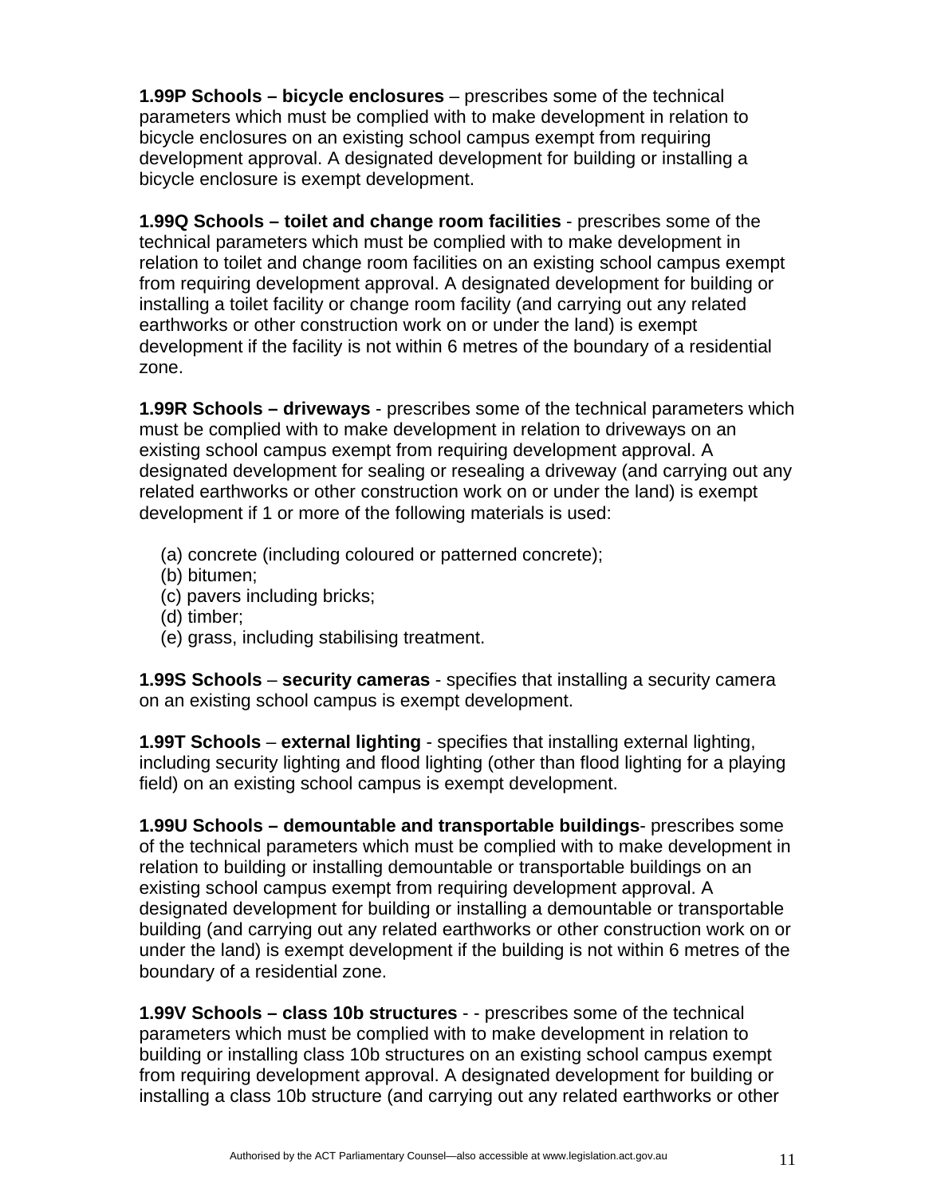**1.99P Schools – bicycle enclosures** – prescribes some of the technical parameters which must be complied with to make development in relation to bicycle enclosures on an existing school campus exempt from requiring development approval. A designated development for building or installing a bicycle enclosure is exempt development.

**1.99Q Schools – toilet and change room facilities** - prescribes some of the technical parameters which must be complied with to make development in relation to toilet and change room facilities on an existing school campus exempt from requiring development approval. A designated development for building or installing a toilet facility or change room facility (and carrying out any related earthworks or other construction work on or under the land) is exempt development if the facility is not within 6 metres of the boundary of a residential zone.

**1.99R Schools – driveways** - prescribes some of the technical parameters which must be complied with to make development in relation to driveways on an existing school campus exempt from requiring development approval. A designated development for sealing or resealing a driveway (and carrying out any related earthworks or other construction work on or under the land) is exempt development if 1 or more of the following materials is used:

(a) concrete (including coloured or patterned concrete);
(b) bitumen;
(c) pavers including bricks;
(d) timber;
(e) grass, including stabilising treatment.

**1.99S Schools** – **security cameras** - specifies that installing a security camera on an existing school campus is exempt development.

**1.99T Schools** – **external lighting** - specifies that installing external lighting, including security lighting and flood lighting (other than flood lighting for a playing field) on an existing school campus is exempt development.

**1.99U Schools – demountable and transportable buildings**- prescribes some of the technical parameters which must be complied with to make development in relation to building or installing demountable or transportable buildings on an existing school campus exempt from requiring development approval. A designated development for building or installing a demountable or transportable building (and carrying out any related earthworks or other construction work on or under the land) is exempt development if the building is not within 6 metres of the boundary of a residential zone.

**1.99V Schools – class 10b structures** - - prescribes some of the technical parameters which must be complied with to make development in relation to building or installing class 10b structures on an existing school campus exempt from requiring development approval. A designated development for building or installing a class 10b structure (and carrying out any related earthworks or other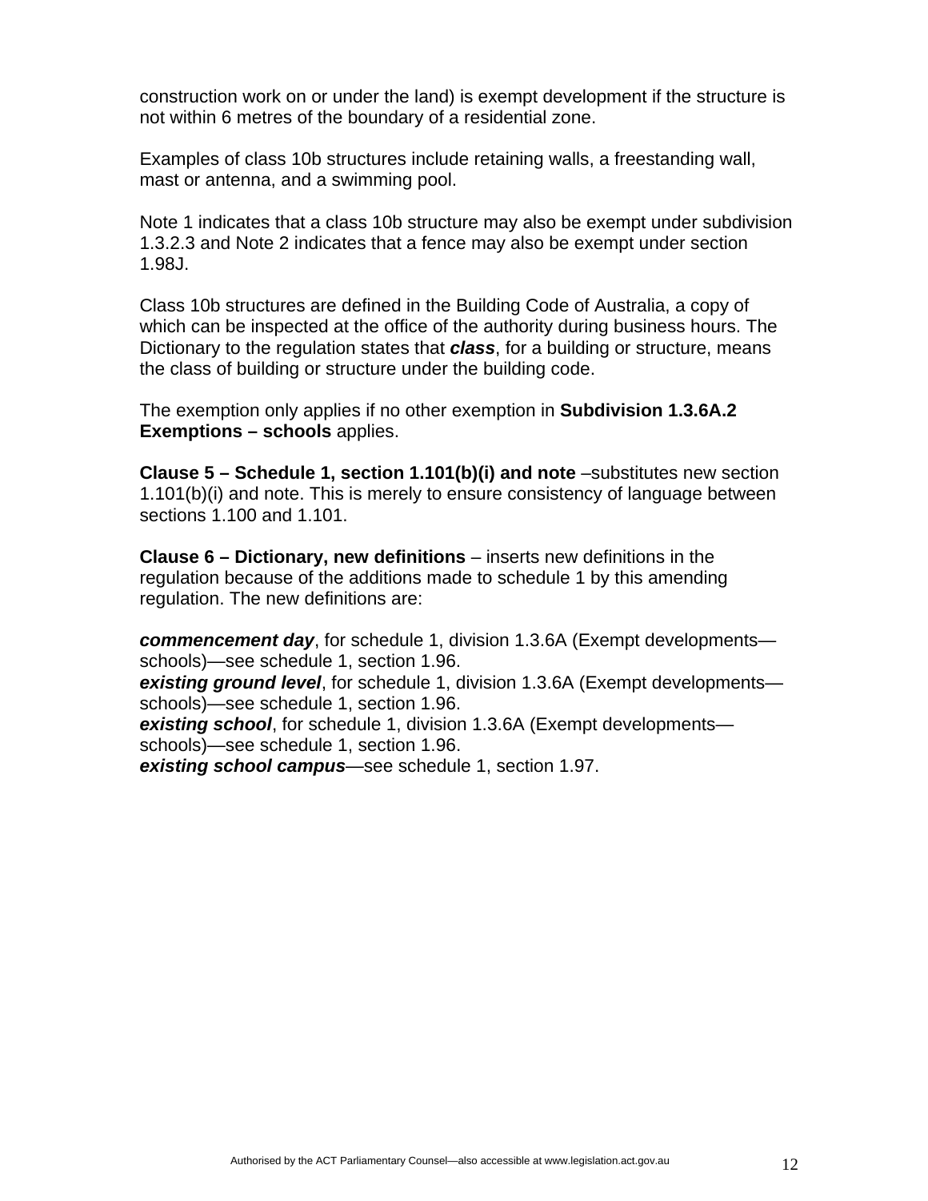construction work on or under the land) is exempt development if the structure is not within 6 metres of the boundary of a residential zone.

Examples of class 10b structures include retaining walls, a freestanding wall, mast or antenna, and a swimming pool.

Note 1 indicates that a class 10b structure may also be exempt under subdivision 1.3.2.3 and Note 2 indicates that a fence may also be exempt under section 1.98J.

Class 10b structures are defined in the Building Code of Australia, a copy of which can be inspected at the office of the authority during business hours. The Dictionary to the regulation states that ***class***, for a building or structure, means the class of building or structure under the building code.

The exemption only applies if no other exemption in **Subdivision 1.3.6A.2 Exemptions – schools** applies.

**Clause 5 – Schedule 1, section 1.101(b)(i) and note** –substitutes new section 1.101(b)(i) and note. This is merely to ensure consistency of language between sections 1.100 and 1.101.

**Clause 6 – Dictionary, new definitions** – inserts new definitions in the regulation because of the additions made to schedule 1 by this amending regulation. The new definitions are:

***commencement day***, for schedule 1, division 1.3.6A (Exempt developments—schools)—see schedule 1, section 1.96.
***existing ground level***, for schedule 1, division 1.3.6A (Exempt developments—schools)—see schedule 1, section 1.96.
***existing school***, for schedule 1, division 1.3.6A (Exempt developments—schools)—see schedule 1, section 1.96.
***existing school campus***—see schedule 1, section 1.97.